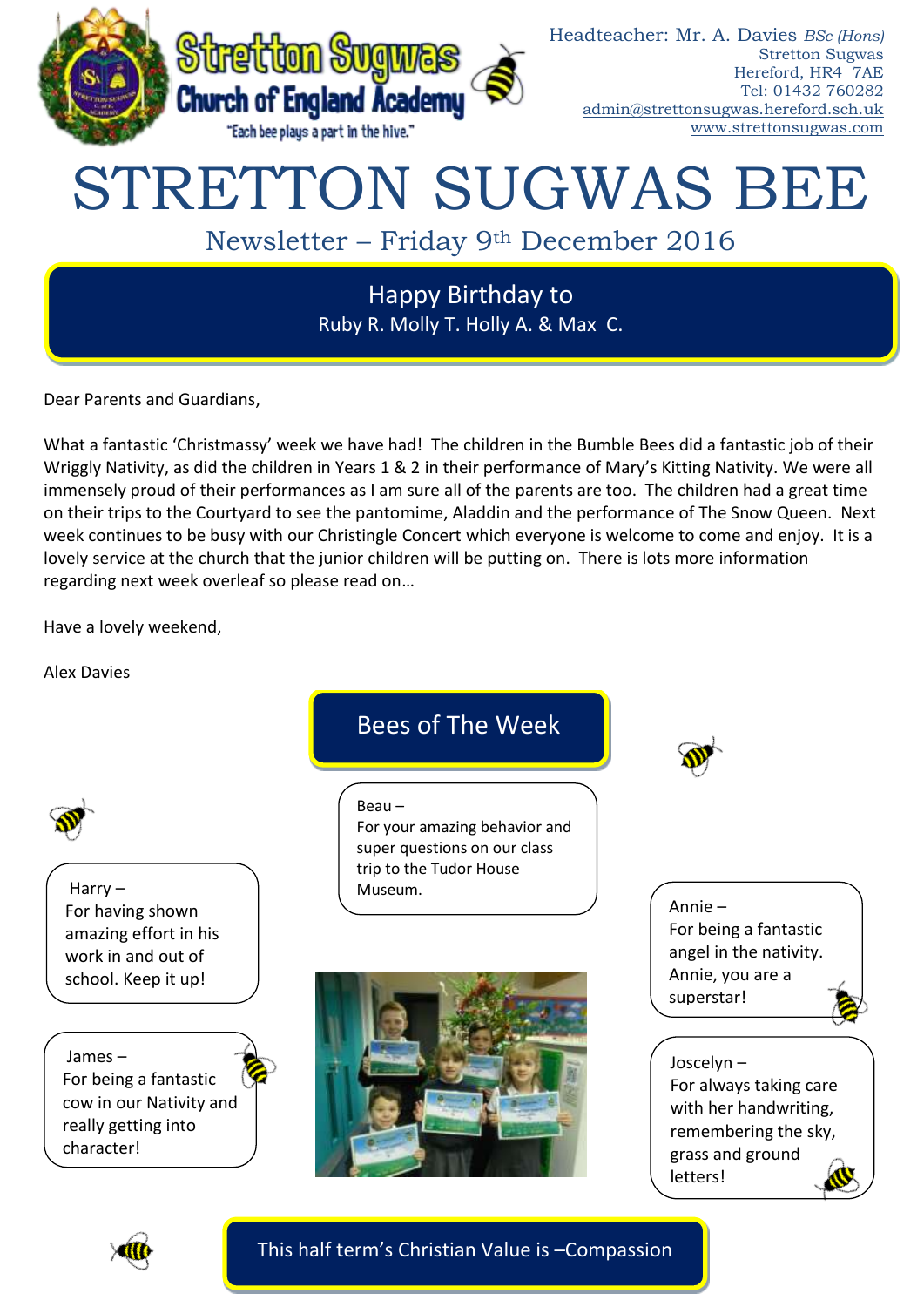Stretton Sugwas Church of England Academy

"Each bee plays a part in the hive."

Headteacher: Mr. A. Davies *BSc (Hons)*
Stretton Sugwas
Hereford, HR4 7AE
Tel: 01432 760282
admin@strettonsugwas.hereford.sch.uk
www.strettonsugwas.com

# STRETTON SUGWAS BEE

## Newsletter – Friday 9th December 2016

### Happy Birthday to

Ruby R. Molly T. Holly A. & Max C.

Dear Parents and Guardians,

What a fantastic 'Christmassy' week we have had! The children in the Bumble Bees did a fantastic job of their Wriggly Nativity, as did the children in Years 1 & 2 in their performance of Mary's Kitting Nativity. We were all immensely proud of their performances as I am sure all of the parents are too. The children had a great time on their trips to the Courtyard to see the pantomime, Aladdin and the performance of The Snow Queen. Next week continues to be busy with our Christingle Concert which everyone is welcome to come and enjoy. It is a lovely service at the church that the junior children will be putting on. There is lots more information regarding next week overleaf so please read on…

Have a lovely weekend,

Alex Davies

## Bees of The Week

Beau – For your amazing behavior and super questions on our class trip to the Tudor House Museum.

Harry – For having shown amazing effort in his work in and out of school. Keep it up!

Annie – For being a fantastic angel in the nativity. Annie, you are a superstar!

James – For being a fantastic cow in our Nativity and really getting into character!

Joscelyn – For always taking care with her handwriting, remembering the sky, grass and ground letters!

**This half term's Christian Value is –Compassion**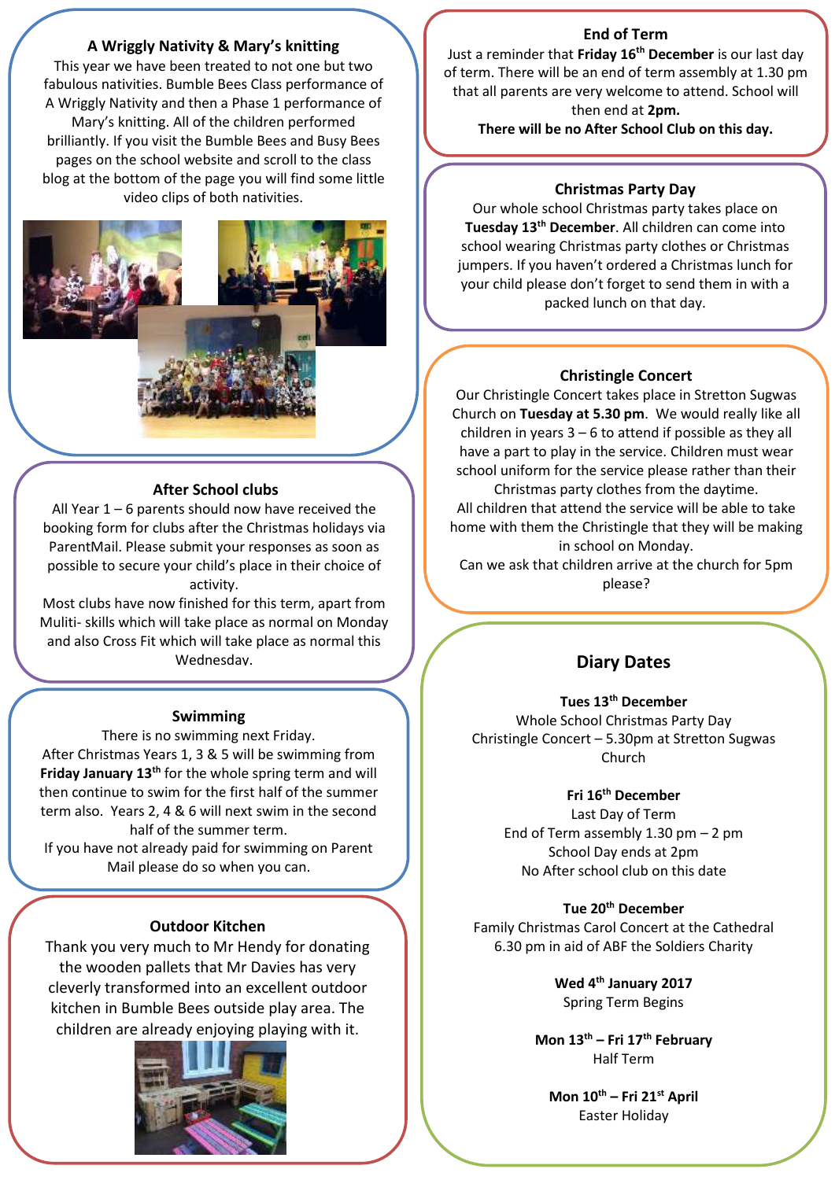## A Wriggly Nativity & Mary's knitting

This year we have been treated to not one but two fabulous nativities. Bumble Bees Class performance of A Wriggly Nativity and then a Phase 1 performance of Mary's knitting. All of the children performed brilliantly. If you visit the Bumble Bees and Busy Bees pages on the school website and scroll to the class blog at the bottom of the page you will find some little video clips of both nativities.

## After School clubs

All Year 1 – 6 parents should now have received the booking form for clubs after the Christmas holidays via ParentMail. Please submit your responses as soon as possible to secure your child's place in their choice of activity.

Most clubs have now finished for this term, apart from Muliti- skills which will take place as normal on Monday and also Cross Fit which will take place as normal this Wednesday.

## Swimming

There is no swimming next Friday.

After Christmas Years 1, 3 & 5 will be swimming from **Friday January 13th** for the whole spring term and will then continue to swim for the first half of the summer term also. Years 2, 4 & 6 will next swim in the second half of the summer term.

If you have not already paid for swimming on Parent Mail please do so when you can.

## Outdoor Kitchen

Thank you very much to Mr Hendy for donating the wooden pallets that Mr Davies has very cleverly transformed into an excellent outdoor kitchen in Bumble Bees outside play area. The children are already enjoying playing with it.

## End of Term

Just a reminder that **Friday 16th December** is our last day of term. There will be an end of term assembly at 1.30 pm that all parents are very welcome to attend. School will then end at **2pm.**

**There will be no After School Club on this day.**

## Christmas Party Day

Our whole school Christmas party takes place on **Tuesday 13th December**. All children can come into school wearing Christmas party clothes or Christmas jumpers. If you haven't ordered a Christmas lunch for your child please don't forget to send them in with a packed lunch on that day.

## Christingle Concert

Our Christingle Concert takes place in Stretton Sugwas Church on **Tuesday at 5.30 pm**. We would really like all children in years 3 – 6 to attend if possible as they all have a part to play in the service. Children must wear school uniform for the service please rather than their Christmas party clothes from the daytime.

All children that attend the service will be able to take home with them the Christingle that they will be making in school on Monday.

Can we ask that children arrive at the church for 5pm please?

## Diary Dates

**Tues 13th December**
Whole School Christmas Party Day
Christingle Concert – 5.30pm at Stretton Sugwas Church

**Fri 16th December**
Last Day of Term
End of Term assembly 1.30 pm – 2 pm
School Day ends at 2pm
No After school club on this date

**Tue 20th December**
Family Christmas Carol Concert at the Cathedral
6.30 pm in aid of ABF the Soldiers Charity

**Wed 4th January 2017**
Spring Term Begins

**Mon 13th – Fri 17th February**
Half Term

**Mon 10th – Fri 21st April**
Easter Holiday